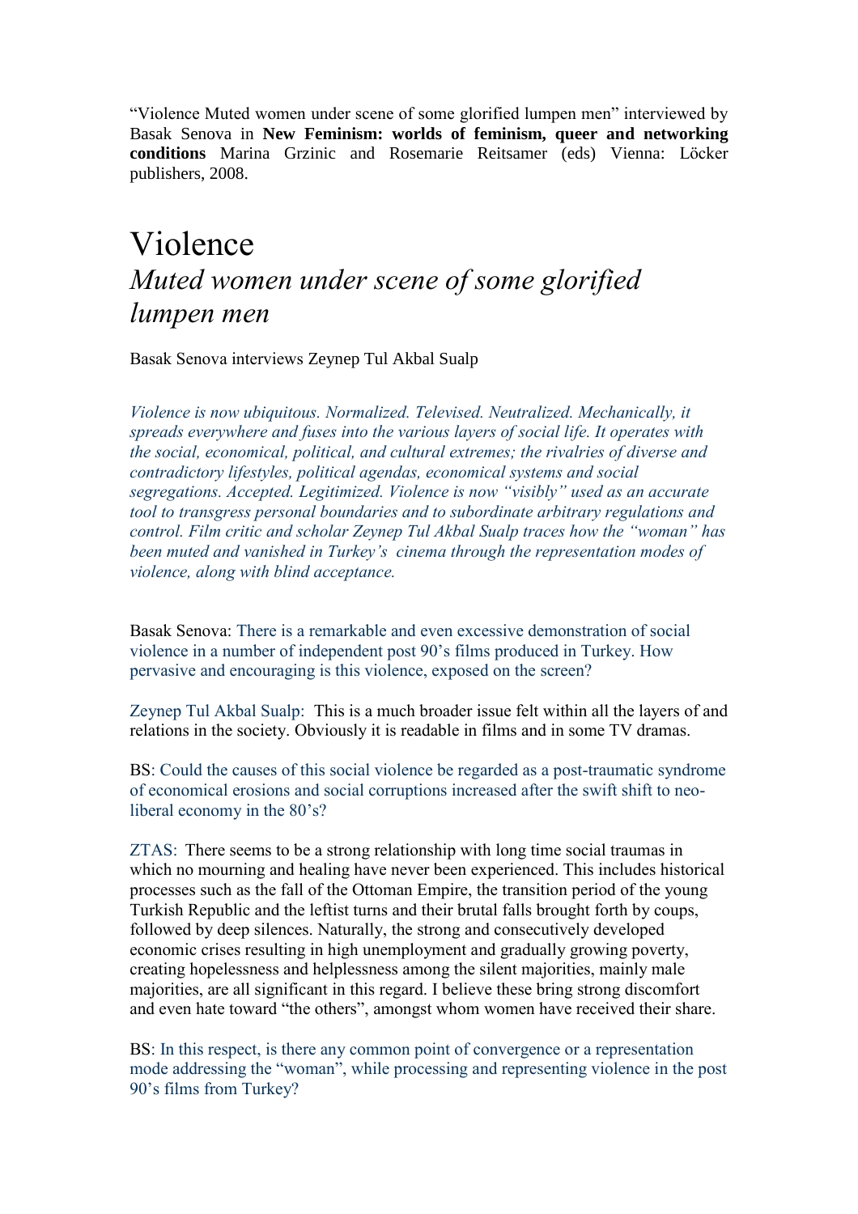"Violence Muted women under scene of some glorified lumpen men" interviewed by Basak Senova in **New Feminism: worlds of feminism, queer and networking conditions** Marina Grzinic and Rosemarie Reitsamer (eds) Vienna: Löcker publishers, 2008.

# Violence

## *Muted women under scene of some glorified lumpen men*

Basak Senova interviews Zeynep Tul Akbal Sualp

*Violence is now ubiquitous. Normalized. Televised. Neutralized. Mechanically, it spreads everywhere and fuses into the various layers of social life. It operates with the social, economical, political, and cultural extremes; the rivalries of diverse and contradictory lifestyles, political agendas, economical systems and social segregations. Accepted. Legitimized. Violence is now "visibly" used as an accurate tool to transgress personal boundaries and to subordinate arbitrary regulations and control. Film critic and scholar Zeynep Tul Akbal Sualp traces how the "woman" has been muted and vanished in Turkey's cinema through the representation modes of violence, along with blind acceptance.*

Basak Senova: There is a remarkable and even excessive demonstration of social violence in a number of independent post 90's films produced in Turkey. How pervasive and encouraging is this violence, exposed on the screen?

Zeynep Tul Akbal Sualp: This is a much broader issue felt within all the layers of and relations in the society. Obviously it is readable in films and in some TV dramas.

BS: Could the causes of this social violence be regarded as a post-traumatic syndrome of economical erosions and social corruptions increased after the swift shift to neo-liberal economy in the 80's?

ZTAS: There seems to be a strong relationship with long time social traumas in which no mourning and healing have never been experienced. This includes historical processes such as the fall of the Ottoman Empire, the transition period of the young Turkish Republic and the leftist turns and their brutal falls brought forth by coups, followed by deep silences. Naturally, the strong and consecutively developed economic crises resulting in high unemployment and gradually growing poverty, creating hopelessness and helplessness among the silent majorities, mainly male majorities, are all significant in this regard. I believe these bring strong discomfort and even hate toward "the others", amongst whom women have received their share.

BS: In this respect, is there any common point of convergence or a representation mode addressing the "woman", while processing and representing violence in the post 90's films from Turkey?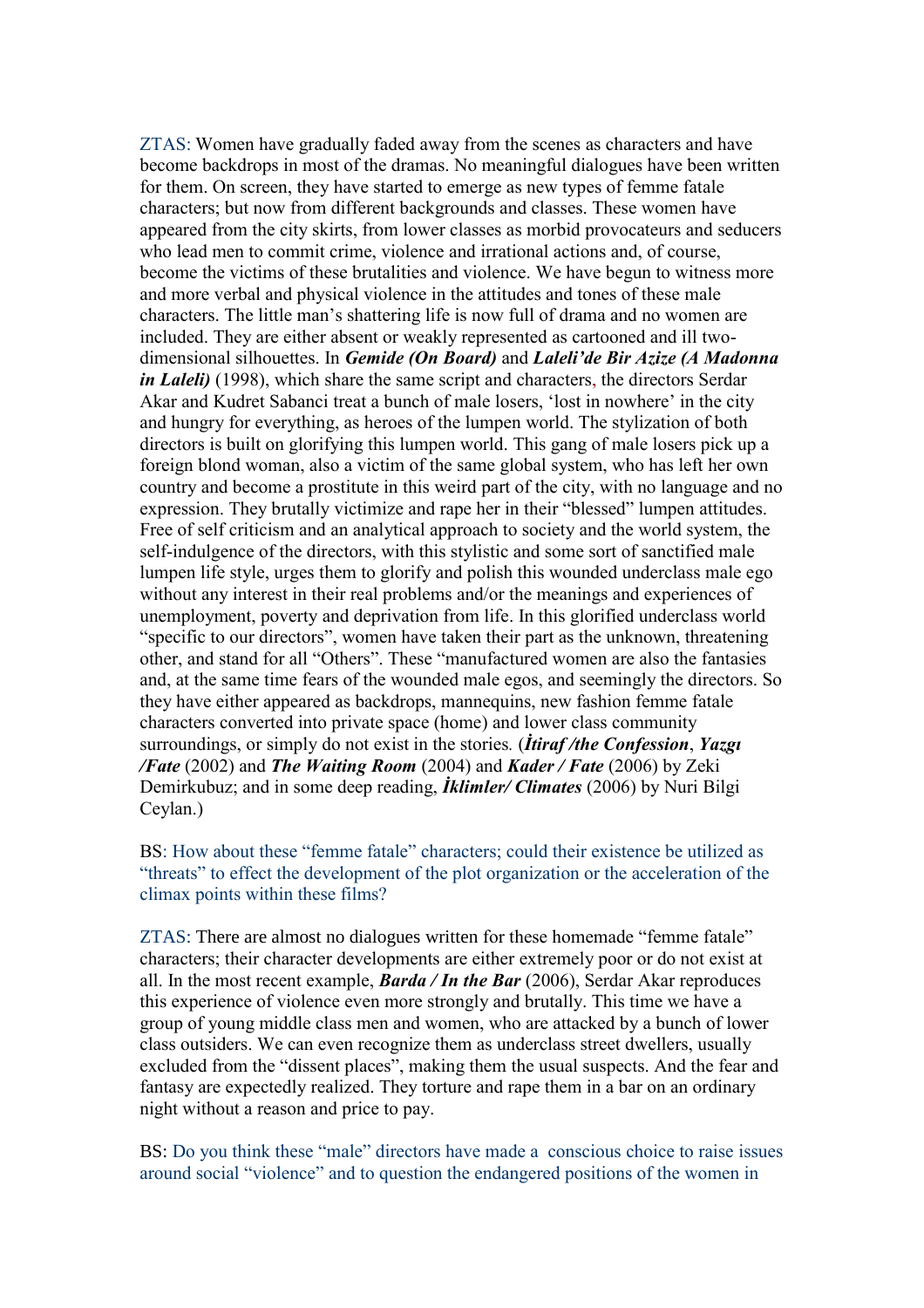ZTAS: Women have gradually faded away from the scenes as characters and have become backdrops in most of the dramas. No meaningful dialogues have been written for them. On screen, they have started to emerge as new types of femme fatale characters; but now from different backgrounds and classes. These women have appeared from the city skirts, from lower classes as morbid provocateurs and seducers who lead men to commit crime, violence and irrational actions and, of course, become the victims of these brutalities and violence. We have begun to witness more and more verbal and physical violence in the attitudes and tones of these male characters. The little man's shattering life is now full of drama and no women are included. They are either absent or weakly represented as cartooned and ill two-dimensional silhouettes. In ***Gemide (On Board)*** and ***Laleli'de Bir Azize (A Madonna in Laleli)*** (1998), which share the same script and characters, the directors Serdar Akar and Kudret Sabanci treat a bunch of male losers, 'lost in nowhere' in the city and hungry for everything, as heroes of the lumpen world. The stylization of both directors is built on glorifying this lumpen world. This gang of male losers pick up a foreign blond woman, also a victim of the same global system, who has left her own country and become a prostitute in this weird part of the city, with no language and no expression. They brutally victimize and rape her in their "blessed" lumpen attitudes. Free of self criticism and an analytical approach to society and the world system, the self-indulgence of the directors, with this stylistic and some sort of sanctified male lumpen life style, urges them to glorify and polish this wounded underclass male ego without any interest in their real problems and/or the meanings and experiences of unemployment, poverty and deprivation from life. In this glorified underclass world "specific to our directors", women have taken their part as the unknown, threatening other, and stand for all "Others". These "manufactured women are also the fantasies and, at the same time fears of the wounded male egos, and seemingly the directors. So they have either appeared as backdrops, mannequins, new fashion femme fatale characters converted into private space (home) and lower class community surroundings, or simply do not exist in the stories. (***İtiraf /the Confession***, ***Yazgı /Fate*** (2002) and ***The Waiting Room*** (2004) and ***Kader / Fate*** (2006) by Zeki Demirkubuz; and in some deep reading, ***İklimler/ Climates*** (2006) by Nuri Bilgi Ceylan.)

BS: How about these "femme fatale" characters; could their existence be utilized as "threats" to effect the development of the plot organization or the acceleration of the climax points within these films?

ZTAS: There are almost no dialogues written for these homemade "femme fatale" characters; their character developments are either extremely poor or do not exist at all. In the most recent example, ***Barda / In the Bar*** (2006), Serdar Akar reproduces this experience of violence even more strongly and brutally. This time we have a group of young middle class men and women, who are attacked by a bunch of lower class outsiders. We can even recognize them as underclass street dwellers, usually excluded from the "dissent places", making them the usual suspects. And the fear and fantasy are expectedly realized. They torture and rape them in a bar on an ordinary night without a reason and price to pay.

BS: Do you think these "male" directors have made a conscious choice to raise issues around social "violence" and to question the endangered positions of the women in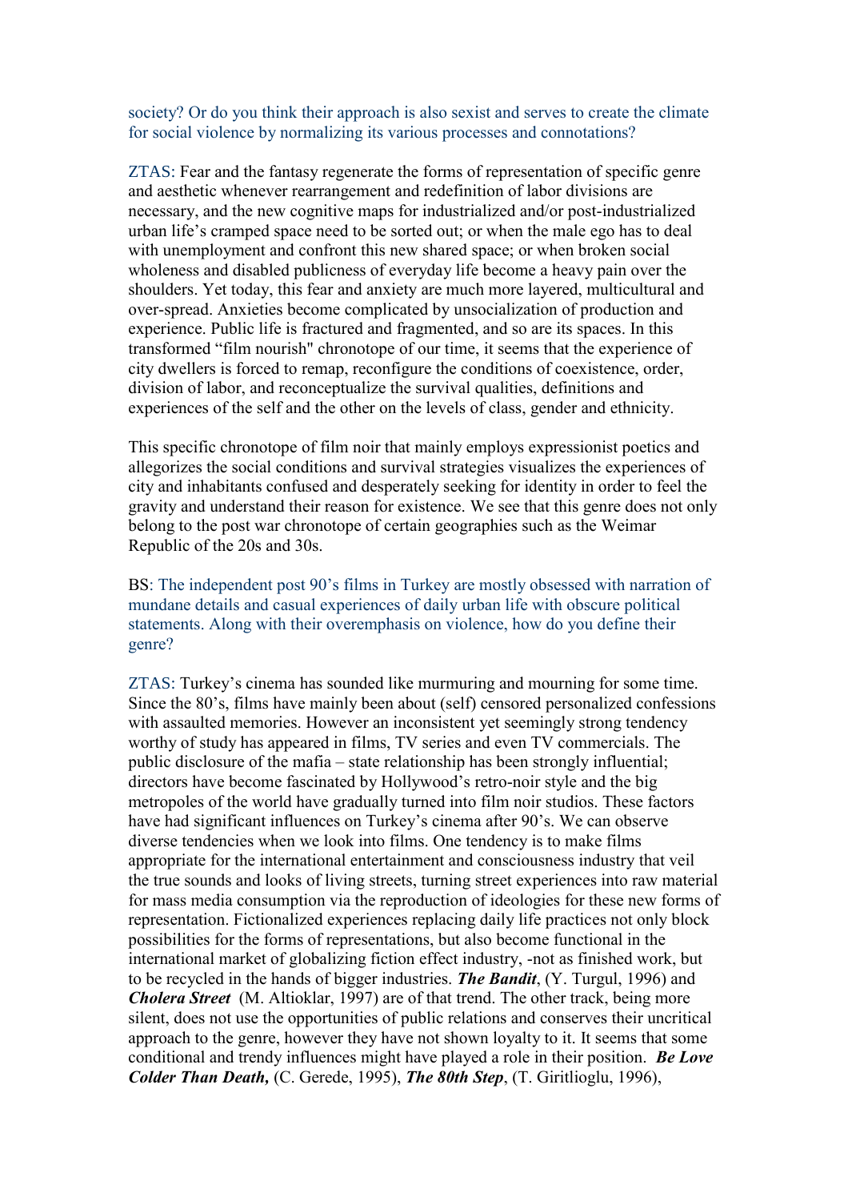society? Or do you think their approach is also sexist and serves to create the climate for social violence by normalizing its various processes and connotations?

ZTAS: Fear and the fantasy regenerate the forms of representation of specific genre and aesthetic whenever rearrangement and redefinition of labor divisions are necessary, and the new cognitive maps for industrialized and/or post-industrialized urban life's cramped space need to be sorted out; or when the male ego has to deal with unemployment and confront this new shared space; or when broken social wholeness and disabled publicness of everyday life become a heavy pain over the shoulders. Yet today, this fear and anxiety are much more layered, multicultural and over-spread. Anxieties become complicated by unsocialization of production and experience. Public life is fractured and fragmented, and so are its spaces. In this transformed "film nourish" chronotope of our time, it seems that the experience of city dwellers is forced to remap, reconfigure the conditions of coexistence, order, division of labor, and reconceptualize the survival qualities, definitions and experiences of the self and the other on the levels of class, gender and ethnicity.

This specific chronotope of film noir that mainly employs expressionist poetics and allegorizes the social conditions and survival strategies visualizes the experiences of city and inhabitants confused and desperately seeking for identity in order to feel the gravity and understand their reason for existence. We see that this genre does not only belong to the post war chronotope of certain geographies such as the Weimar Republic of the 20s and 30s.

BS: The independent post 90's films in Turkey are mostly obsessed with narration of mundane details and casual experiences of daily urban life with obscure political statements. Along with their overemphasis on violence, how do you define their genre?

ZTAS: Turkey's cinema has sounded like murmuring and mourning for some time. Since the 80's, films have mainly been about (self) censored personalized confessions with assaulted memories. However an inconsistent yet seemingly strong tendency worthy of study has appeared in films, TV series and even TV commercials. The public disclosure of the mafia – state relationship has been strongly influential; directors have become fascinated by Hollywood's retro-noir style and the big metropoles of the world have gradually turned into film noir studios. These factors have had significant influences on Turkey's cinema after 90's. We can observe diverse tendencies when we look into films. One tendency is to make films appropriate for the international entertainment and consciousness industry that veil the true sounds and looks of living streets, turning street experiences into raw material for mass media consumption via the reproduction of ideologies for these new forms of representation. Fictionalized experiences replacing daily life practices not only block possibilities for the forms of representations, but also become functional in the international market of globalizing fiction effect industry, -not as finished work, but to be recycled in the hands of bigger industries. ***The Bandit***, (Y. Turgul, 1996) and ***Cholera Street*** (M. Altioklar, 1997) are of that trend. The other track, being more silent, does not use the opportunities of public relations and conserves their uncritical approach to the genre, however they have not shown loyalty to it. It seems that some conditional and trendy influences might have played a role in their position. ***Be Love Colder Than Death,*** (C. Gerede, 1995), ***The 80th Step***, (T. Giritlioglu, 1996),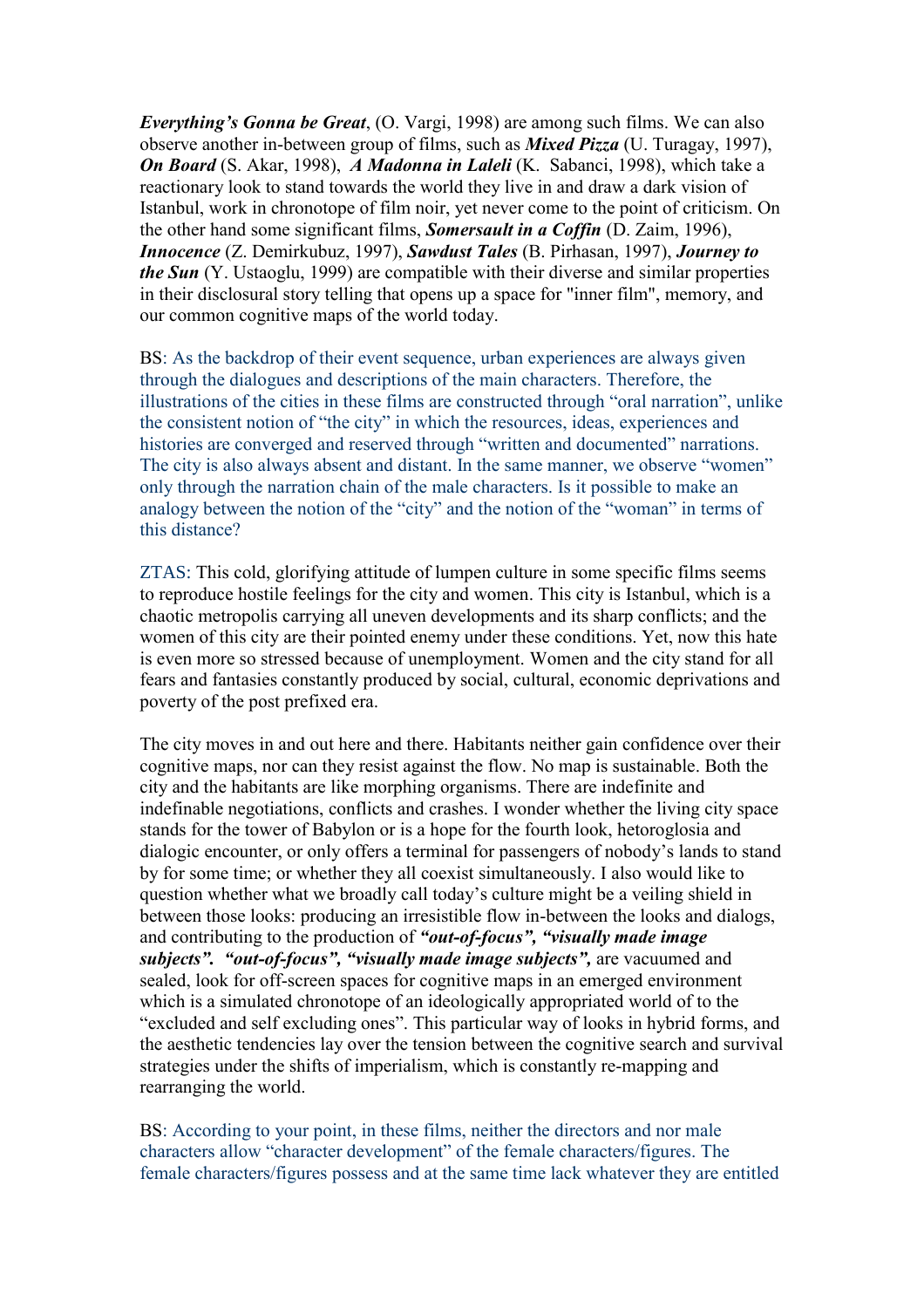***Everything's Gonna be Great***, (O. Vargi, 1998) are among such films. We can also observe another in-between group of films, such as ***Mixed Pizza*** (U. Turagay, 1997), ***On Board*** (S. Akar, 1998), ***A Madonna in Laleli*** (K. Sabanci, 1998), which take a reactionary look to stand towards the world they live in and draw a dark vision of Istanbul, work in chronotope of film noir, yet never come to the point of criticism. On the other hand some significant films, ***Somersault in a Coffin*** (D. Zaim, 1996), ***Innocence*** (Z. Demirkubuz, 1997), ***Sawdust Tales*** (B. Pirhasan, 1997), ***Journey to the Sun*** (Y. Ustaoglu, 1999) are compatible with their diverse and similar properties in their disclosural story telling that opens up a space for "inner film", memory, and our common cognitive maps of the world today.

BS: As the backdrop of their event sequence, urban experiences are always given through the dialogues and descriptions of the main characters. Therefore, the illustrations of the cities in these films are constructed through "oral narration", unlike the consistent notion of "the city" in which the resources, ideas, experiences and histories are converged and reserved through "written and documented" narrations. The city is also always absent and distant. In the same manner, we observe "women" only through the narration chain of the male characters. Is it possible to make an analogy between the notion of the "city" and the notion of the "woman" in terms of this distance?

ZTAS: This cold, glorifying attitude of lumpen culture in some specific films seems to reproduce hostile feelings for the city and women. This city is Istanbul, which is a chaotic metropolis carrying all uneven developments and its sharp conflicts; and the women of this city are their pointed enemy under these conditions. Yet, now this hate is even more so stressed because of unemployment. Women and the city stand for all fears and fantasies constantly produced by social, cultural, economic deprivations and poverty of the post prefixed era.

The city moves in and out here and there. Habitants neither gain confidence over their cognitive maps, nor can they resist against the flow. No map is sustainable. Both the city and the habitants are like morphing organisms. There are indefinite and indefinable negotiations, conflicts and crashes. I wonder whether the living city space stands for the tower of Babylon or is a hope for the fourth look, hetoroglosia and dialogic encounter, or only offers a terminal for passengers of nobody's lands to stand by for some time; or whether they all coexist simultaneously. I also would like to question whether what we broadly call today's culture might be a veiling shield in between those looks: producing an irresistible flow in-between the looks and dialogs, and contributing to the production of ***"out-of-focus", "visually made image subjects". "out-of-focus", "visually made image subjects",*** are vacuumed and sealed, look for off-screen spaces for cognitive maps in an emerged environment which is a simulated chronotope of an ideologically appropriated world of to the "excluded and self excluding ones". This particular way of looks in hybrid forms, and the aesthetic tendencies lay over the tension between the cognitive search and survival strategies under the shifts of imperialism, which is constantly re-mapping and rearranging the world.

BS: According to your point, in these films, neither the directors and nor male characters allow "character development" of the female characters/figures. The female characters/figures possess and at the same time lack whatever they are entitled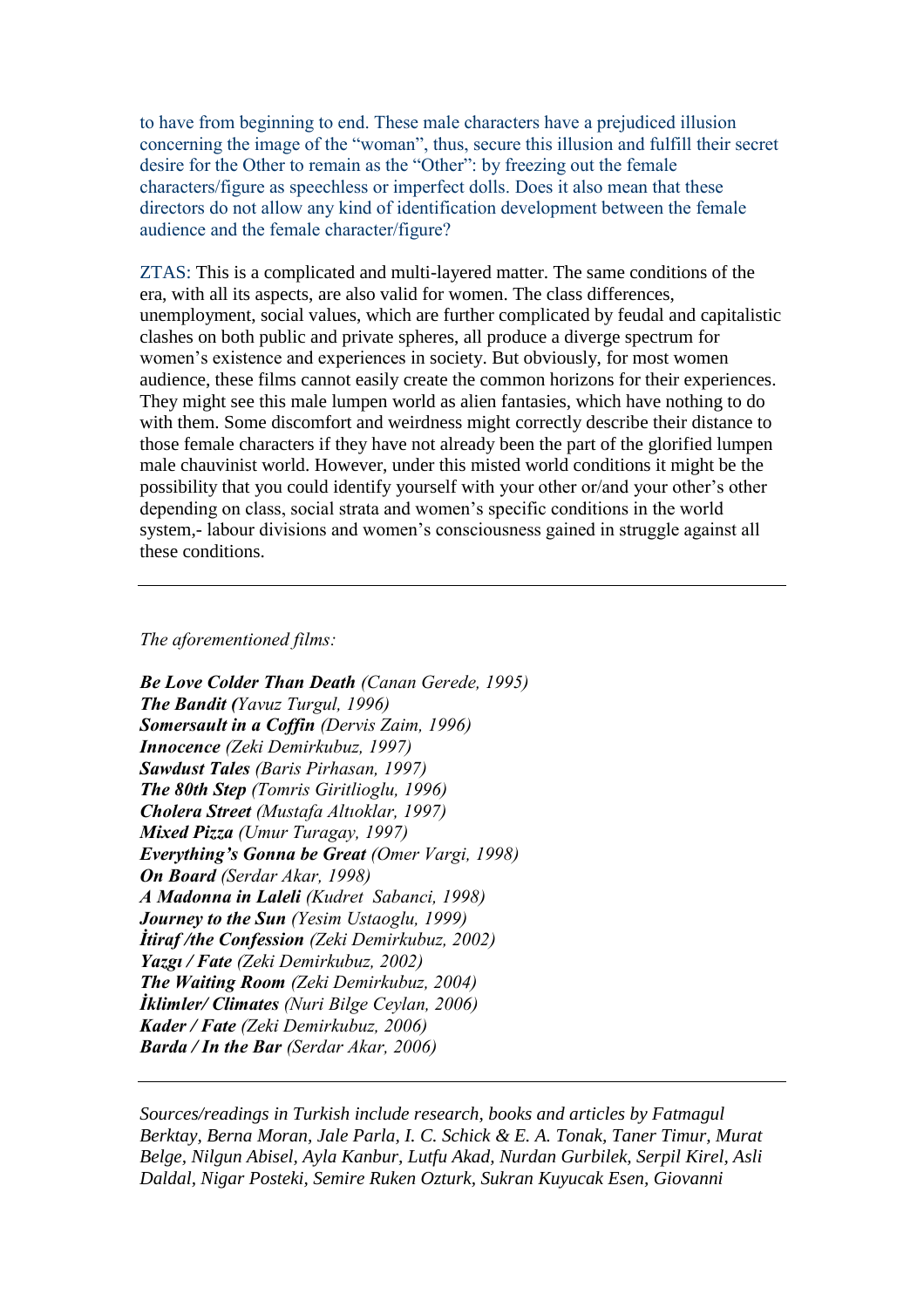to have from beginning to end. These male characters have a prejudiced illusion concerning the image of the "woman", thus, secure this illusion and fulfill their secret desire for the Other to remain as the "Other": by freezing out the female characters/figure as speechless or imperfect dolls. Does it also mean that these directors do not allow any kind of identification development between the female audience and the female character/figure?

ZTAS: This is a complicated and multi-layered matter. The same conditions of the era, with all its aspects, are also valid for women. The class differences, unemployment, social values, which are further complicated by feudal and capitalistic clashes on both public and private spheres, all produce a diverge spectrum for women's existence and experiences in society. But obviously, for most women audience, these films cannot easily create the common horizons for their experiences. They might see this male lumpen world as alien fantasies, which have nothing to do with them. Some discomfort and weirdness might correctly describe their distance to those female characters if they have not already been the part of the glorified lumpen male chauvinist world. However, under this misted world conditions it might be the possibility that you could identify yourself with your other or/and your other's other depending on class, social strata and women's specific conditions in the world system,- labour divisions and women's consciousness gained in struggle against all these conditions.

---

*The aforementioned films:*

***Be Love Colder Than Death** (Canan Gerede, 1995)*
***The Bandit (**Yavuz Turgul, 1996)*
***Somersault in a Coffin** (Dervis Zaim, 1996)*
***Innocence** (Zeki Demirkubuz, 1997)*
***Sawdust Tales** (Baris Pirhasan, 1997)*
***The 80th Step** (Tomris Giritlioglu, 1996)*
***Cholera Street** (Mustafa Altıoklar, 1997)*
***Mixed Pizza** (Umur Turagay, 1997)*
***Everything's Gonna be Great** (Omer Vargi, 1998)*
***On Board** (Serdar Akar, 1998)*
***A Madonna in Laleli** (Kudret Sabanci, 1998)*
***Journey to the Sun** (Yesim Ustaoglu, 1999)*
***İtiraf /the Confession** (Zeki Demirkubuz, 2002)*
***Yazgı / Fate** (Zeki Demirkubuz, 2002)*
***The Waiting Room** (Zeki Demirkubuz, 2004)*
***İklimler/ Climates** (Nuri Bilge Ceylan, 2006)*
***Kader / Fate** (Zeki Demirkubuz, 2006)*
***Barda / In the Bar** (Serdar Akar, 2006)*

---

*Sources/readings in Turkish include research, books and articles by Fatmagul Berktay, Berna Moran, Jale Parla, I. C. Schick & E. A. Tonak, Taner Timur, Murat Belge, Nilgun Abisel, Ayla Kanbur, Lutfu Akad, Nurdan Gurbilek, Serpil Kirel, Asli Daldal, Nigar Posteki, Semire Ruken Ozturk, Sukran Kuyucak Esen, Giovanni*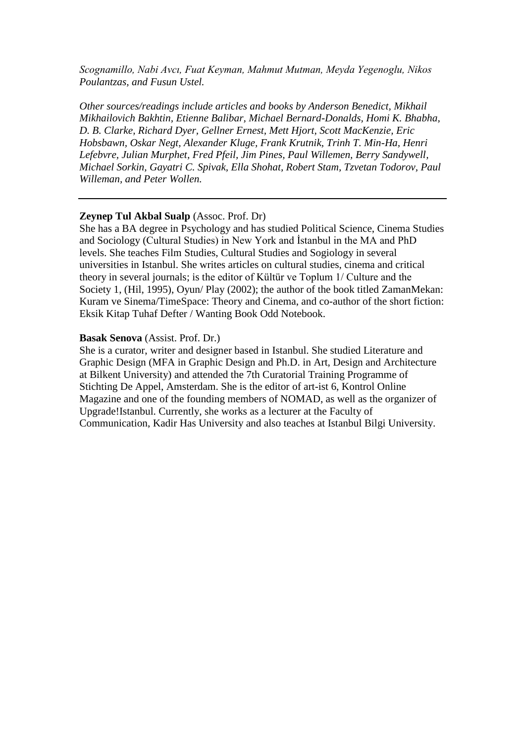*Scognamillo, Nabi Avcı, Fuat Keyman, Mahmut Mutman, Meyda Yegenoglu, Nikos Poulantzas, and Fusun Ustel.*

*Other sources/readings include articles and books by Anderson Benedict, Mikhail Mikhailovich Bakhtin, Etienne Balibar, Michael Bernard-Donalds, Homi K. Bhabha, D. B. Clarke, Richard Dyer, Gellner Ernest, Mett Hjort, Scott MacKenzie, Eric Hobsbawn, Oskar Negt, Alexander Kluge, Frank Krutnik, Trinh T. Min-Ha, Henri Lefebvre, Julian Murphet, Fred Pfeil, Jim Pines, Paul Willemen, Berry Sandywell, Michael Sorkin, Gayatri C. Spivak, Ella Shohat, Robert Stam, Tzvetan Todorov, Paul Willeman, and Peter Wollen.*

---

**Zeynep Tul Akbal Sualp** (Assoc. Prof. Dr)
She has a BA degree in Psychology and has studied Political Science, Cinema Studies and Sociology (Cultural Studies) in New York and İstanbul in the MA and PhD levels. She teaches Film Studies, Cultural Studies and Sogiology in several universities in Istanbul. She writes articles on cultural studies, cinema and critical theory in several journals; is the editor of Kültür ve Toplum 1/ Culture and the Society 1, (Hil, 1995), Oyun/ Play (2002); the author of the book titled ZamanMekan: Kuram ve Sinema/TimeSpace: Theory and Cinema, and co-author of the short fiction: Eksik Kitap Tuhaf Defter / Wanting Book Odd Notebook.

**Basak Senova** (Assist. Prof. Dr.)
She is a curator, writer and designer based in Istanbul. She studied Literature and Graphic Design (MFA in Graphic Design and Ph.D. in Art, Design and Architecture at Bilkent University) and attended the 7th Curatorial Training Programme of Stichting De Appel, Amsterdam. She is the editor of art-ist 6, Kontrol Online Magazine and one of the founding members of NOMAD, as well as the organizer of Upgrade!Istanbul. Currently, she works as a lecturer at the Faculty of Communication, Kadir Has University and also teaches at Istanbul Bilgi University.